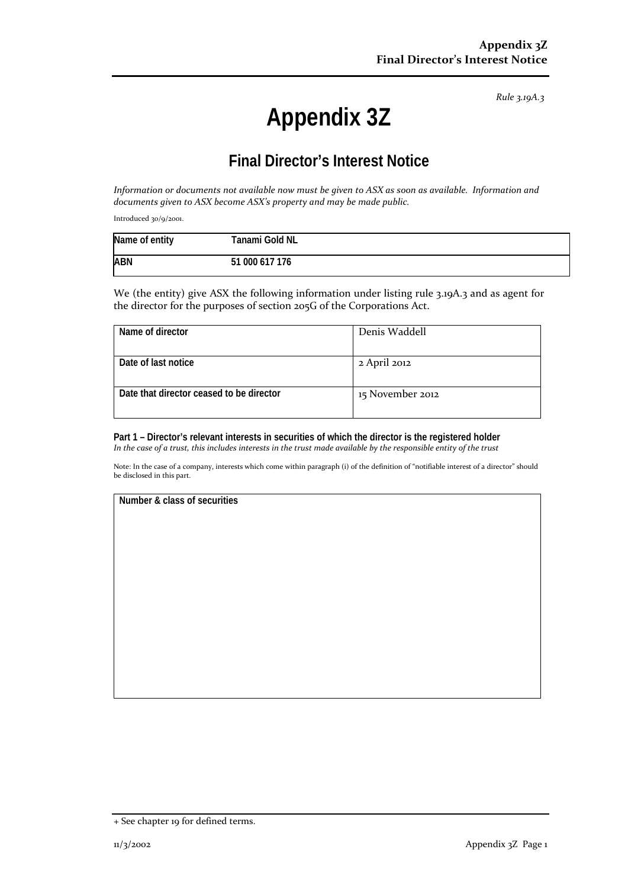Rule 3.19A.3

# Appendix 3Z

## Final Director's Interest Notice

*Information or documents not available now must be given to ASX as soon as available. Information and documents given to ASX become ASX's property and may be made public.*

Introduced 30/9/2001.

| Name of entity | Tanami Gold NL |
|---|---|
| ABN | 51 000 617 176 |

We (the entity) give ASX the following information under listing rule 3.19A.3 and as agent for the director for the purposes of section 205G of the Corporations Act.

| Name of director | Denis Waddell |
|---|---|
| Date of last notice | 2 April 2012 |
| Date that director ceased to be director | 15 November 2012 |

**Part 1 – Director's relevant interests in securities of which the director is the registered holder**
*In the case of a trust, this includes interests in the trust made available by the responsible entity of the trust*

Note: In the case of a company, interests which come within paragraph (i) of the definition of "notifiable interest of a director" should be disclosed in this part.

| Number & class of securities |
|---|
| |

+ See chapter 19 for defined terms.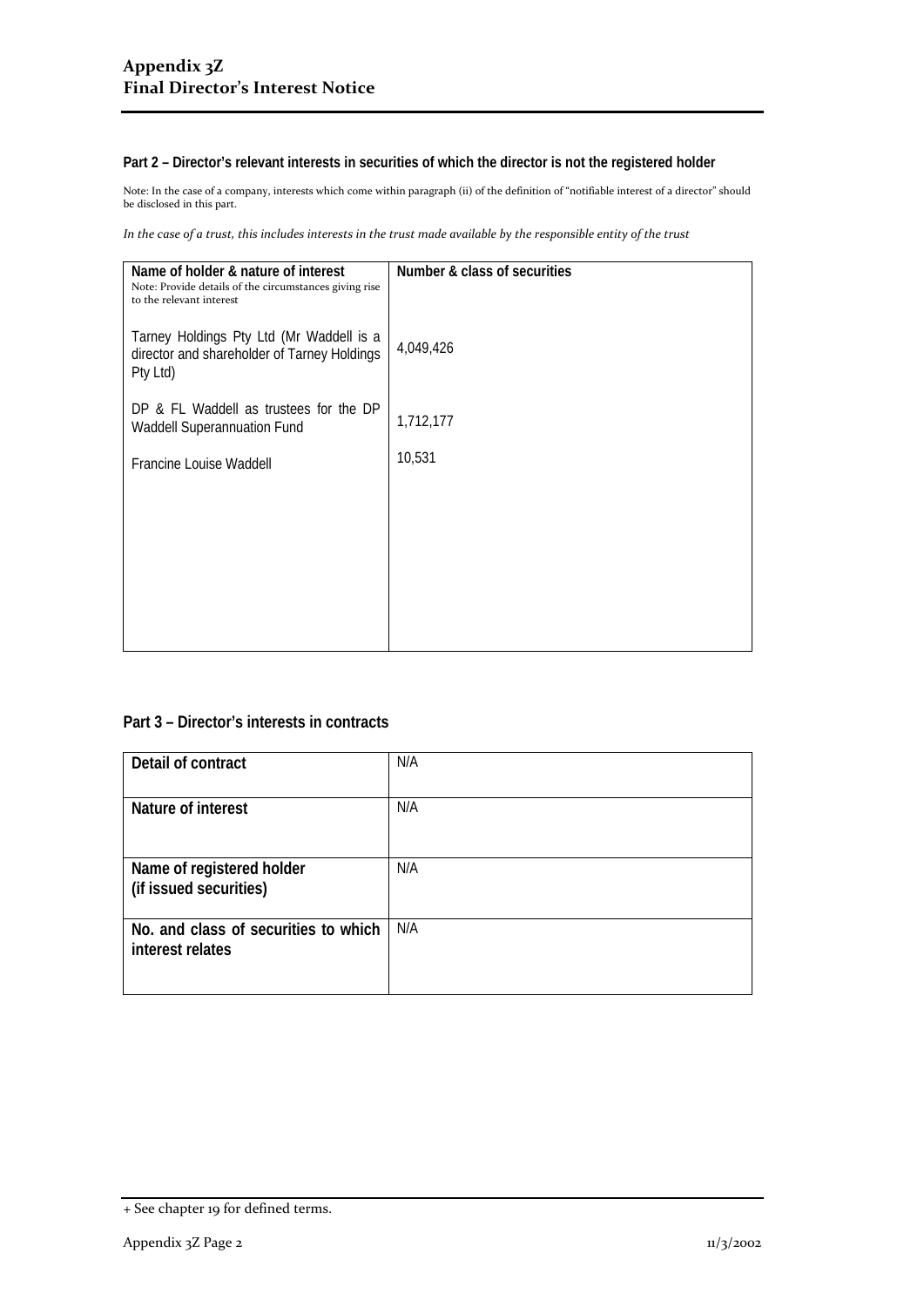## Part 2 – Director's relevant interests in securities of which the director is not the registered holder

Note: In the case of a company, interests which come within paragraph (ii) of the definition of "notifiable interest of a director" should be disclosed in this part.

*In the case of a trust, this includes interests in the trust made available by the responsible entity of the trust*

| Name of holder & nature of interest<br>Note: Provide details of the circumstances giving rise to the relevant interest | Number & class of securities |
|---|---|
| Tarney Holdings Pty Ltd (Mr Waddell is a director and shareholder of Tarney Holdings Pty Ltd) | 4,049,426 |
| DP & FL Waddell as trustees for the DP Waddell Superannuation Fund | 1,712,177 |
| Francine Louise Waddell | 10,531 |

## Part 3 – Director's interests in contracts

| | |
|---|---|
| **Detail of contract** | N/A |
| **Nature of interest** | N/A |
| **Name of registered holder (if issued securities)** | N/A |
| **No. and class of securities to which interest relates** | N/A |

+ See chapter 19 for defined terms.